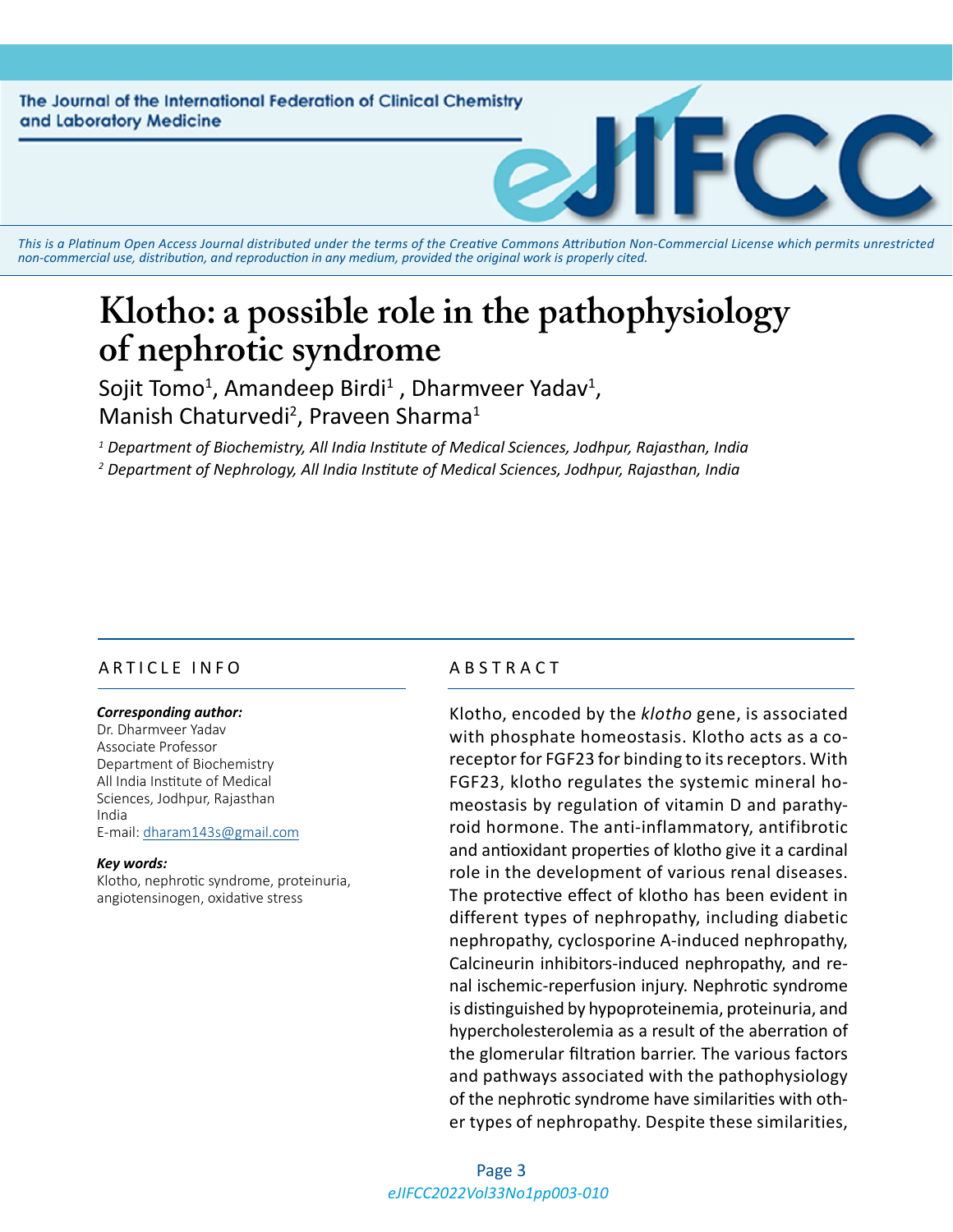This is a Platinum Open Access Journal distributed under the terms of the Creative Commons Attribution Non-Commercial License which permits unrestricted non-commercial use, distribution, and reproduction in any medium, provided the original work is properly cited.

# Klotho: a possible role in the pathophysiology of nephrotic syndrome

Sojit Tomo[1], Amandeep Birdi[1], Dharmveer Yadav[1], Manish Chaturvedi[2], Praveen Sharma[1]

*[1] Department of Biochemistry, All India Institute of Medical Sciences, Jodhpur, Rajasthan, India*

*[2] Department of Nephrology, All India Institute of Medical Sciences, Jodhpur, Rajasthan, India*

## ARTICLE INFO

***Corresponding author:***
Dr. Dharmveer Yadav
Associate Professor
Department of Biochemistry
All India Institute of Medical Sciences, Jodhpur, Rajasthan
India
E-mail: dharam143s@gmail.com

***Key words:***
Klotho, nephrotic syndrome, proteinuria, angiotensinogen, oxidative stress

## ABSTRACT

Klotho, encoded by the *klotho* gene, is associated with phosphate homeostasis. Klotho acts as a co-receptor for FGF23 for binding to its receptors. With FGF23, klotho regulates the systemic mineral homeostasis by regulation of vitamin D and parathyroid hormone. The anti-inflammatory, antifibrotic and antioxidant properties of klotho give it a cardinal role in the development of various renal diseases. The protective effect of klotho has been evident in different types of nephropathy, including diabetic nephropathy, cyclosporine A-induced nephropathy, Calcineurin inhibitors-induced nephropathy, and renal ischemic-reperfusion injury. Nephrotic syndrome is distinguished by hypoproteinemia, proteinuria, and hypercholesterolemia as a result of the aberration of the glomerular filtration barrier. The various factors and pathways associated with the pathophysiology of the nephrotic syndrome have similarities with other types of nephropathy. Despite these similarities,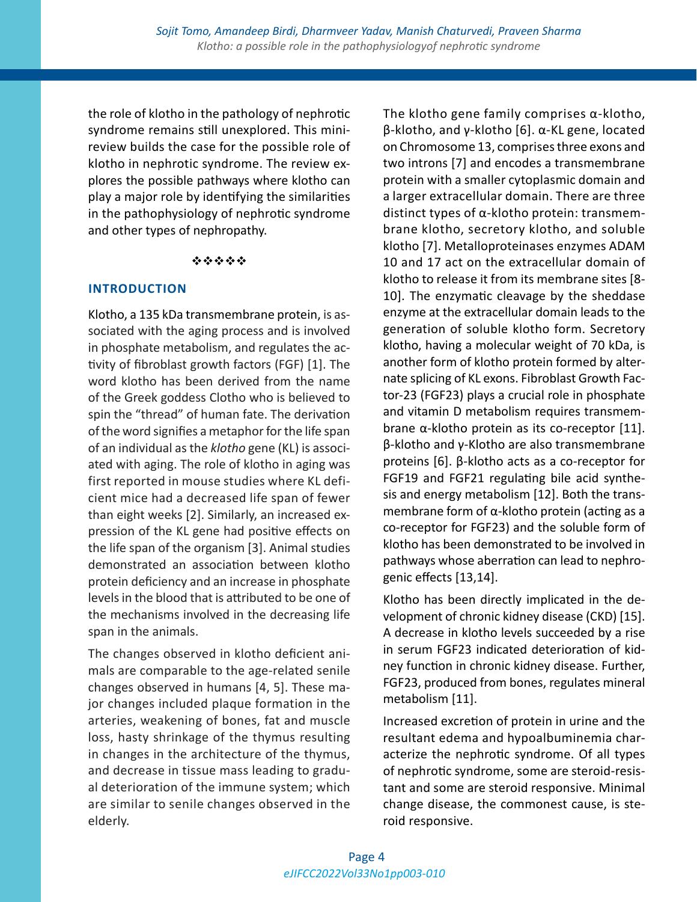the role of klotho in the pathology of nephrotic syndrome remains still unexplored. This mini-review builds the case for the possible role of klotho in nephrotic syndrome. The review explores the possible pathways where klotho can play a major role by identifying the similarities in the pathophysiology of nephrotic syndrome and other types of nephropathy.

❖❖❖❖❖

## INTRODUCTION

Klotho, a 135 kDa transmembrane protein, is associated with the aging process and is involved in phosphate metabolism, and regulates the activity of fibroblast growth factors (FGF) [1]. The word klotho has been derived from the name of the Greek goddess Clotho who is believed to spin the "thread" of human fate. The derivation of the word signifies a metaphor for the life span of an individual as the *klotho* gene (KL) is associated with aging. The role of klotho in aging was first reported in mouse studies where KL deficient mice had a decreased life span of fewer than eight weeks [2]. Similarly, an increased expression of the KL gene had positive effects on the life span of the organism [3]. Animal studies demonstrated an association between klotho protein deficiency and an increase in phosphate levels in the blood that is attributed to be one of the mechanisms involved in the decreasing life span in the animals.

The changes observed in klotho deficient animals are comparable to the age-related senile changes observed in humans [4, 5]. These major changes included plaque formation in the arteries, weakening of bones, fat and muscle loss, hasty shrinkage of the thymus resulting in changes in the architecture of the thymus, and decrease in tissue mass leading to gradual deterioration of the immune system; which are similar to senile changes observed in the elderly.

The klotho gene family comprises α-klotho, β-klotho, and γ-klotho [6]. α-KL gene, located on Chromosome 13, comprises three exons and two introns [7] and encodes a transmembrane protein with a smaller cytoplasmic domain and a larger extracellular domain. There are three distinct types of α-klotho protein: transmembrane klotho, secretory klotho, and soluble klotho [7]. Metalloproteinases enzymes ADAM 10 and 17 act on the extracellular domain of klotho to release it from its membrane sites [8-10]. The enzymatic cleavage by the sheddase enzyme at the extracellular domain leads to the generation of soluble klotho form. Secretory klotho, having a molecular weight of 70 kDa, is another form of klotho protein formed by alternate splicing of KL exons. Fibroblast Growth Factor-23 (FGF23) plays a crucial role in phosphate and vitamin D metabolism requires transmembrane α-klotho protein as its co-receptor [11]. β-klotho and γ-Klotho are also transmembrane proteins [6]. β-klotho acts as a co-receptor for FGF19 and FGF21 regulating bile acid synthesis and energy metabolism [12]. Both the transmembrane form of α-klotho protein (acting as a co-receptor for FGF23) and the soluble form of klotho has been demonstrated to be involved in pathways whose aberration can lead to nephrogenic effects [13,14].

Klotho has been directly implicated in the development of chronic kidney disease (CKD) [15]. A decrease in klotho levels succeeded by a rise in serum FGF23 indicated deterioration of kidney function in chronic kidney disease. Further, FGF23, produced from bones, regulates mineral metabolism [11].

Increased excretion of protein in urine and the resultant edema and hypoalbuminemia characterize the nephrotic syndrome. Of all types of nephrotic syndrome, some are steroid-resistant and some are steroid responsive. Minimal change disease, the commonest cause, is steroid responsive.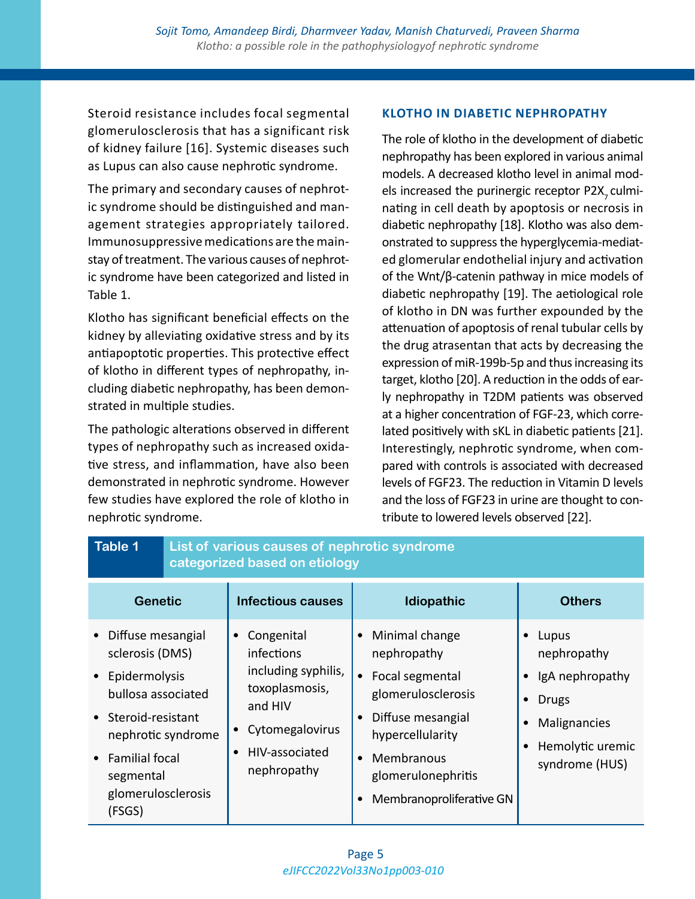Steroid resistance includes focal segmental glomerulosclerosis that has a significant risk of kidney failure [16]. Systemic diseases such as Lupus can also cause nephrotic syndrome.

The primary and secondary causes of nephrotic syndrome should be distinguished and management strategies appropriately tailored. Immunosuppressive medications are the mainstay of treatment. The various causes of nephrotic syndrome have been categorized and listed in Table 1.

Klotho has significant beneficial effects on the kidney by alleviating oxidative stress and by its antiapoptotic properties. This protective effect of klotho in different types of nephropathy, including diabetic nephropathy, has been demonstrated in multiple studies.

The pathologic alterations observed in different types of nephropathy such as increased oxidative stress, and inflammation, have also been demonstrated in nephrotic syndrome. However few studies have explored the role of klotho in nephrotic syndrome.

## KLOTHO IN DIABETIC NEPHROPATHY

The role of klotho in the development of diabetic nephropathy has been explored in various animal models. A decreased klotho level in animal models increased the purinergic receptor $P2X_7$ culminating in cell death by apoptosis or necrosis in diabetic nephropathy [18]. Klotho was also demonstrated to suppress the hyperglycemia-mediated glomerular endothelial injury and activation of the Wnt/β-catenin pathway in mice models of diabetic nephropathy [19]. The aetiological role of klotho in DN was further expounded by the attenuation of apoptosis of renal tubular cells by the drug atrasentan that acts by decreasing the expression of miR-199b-5p and thus increasing its target, klotho [20]. A reduction in the odds of early nephropathy in T2DM patients was observed at a higher concentration of FGF-23, which correlated positively with sKL in diabetic patients [21]. Interestingly, nephrotic syndrome, when compared with controls is associated with decreased levels of FGF23. The reduction in Vitamin D levels and the loss of FGF23 in urine are thought to contribute to lowered levels observed [22].

**Table 1** List of various causes of nephrotic syndrome categorized based on etiology

| Genetic | Infectious causes | Idiopathic | Others |
|---|---|---|---|
| • Diffuse mesangial sclerosis (DMS)<br>• Epidermolysis bullosa associated<br>• Steroid-resistant nephrotic syndrome<br>• Familial focal segmental glomerulosclerosis (FSGS) | • Congenital infections including syphilis, toxoplasmosis, and HIV<br>• Cytomegalovirus<br>• HIV-associated nephropathy | • Minimal change nephropathy<br>• Focal segmental glomerulosclerosis<br>• Diffuse mesangial hypercellularity<br>• Membranous glomerulonephritis<br>• Membranoproliferative GN | • Lupus nephropathy<br>• IgA nephropathy<br>• Drugs<br>• Malignancies<br>• Hemolytic uremic syndrome (HUS) |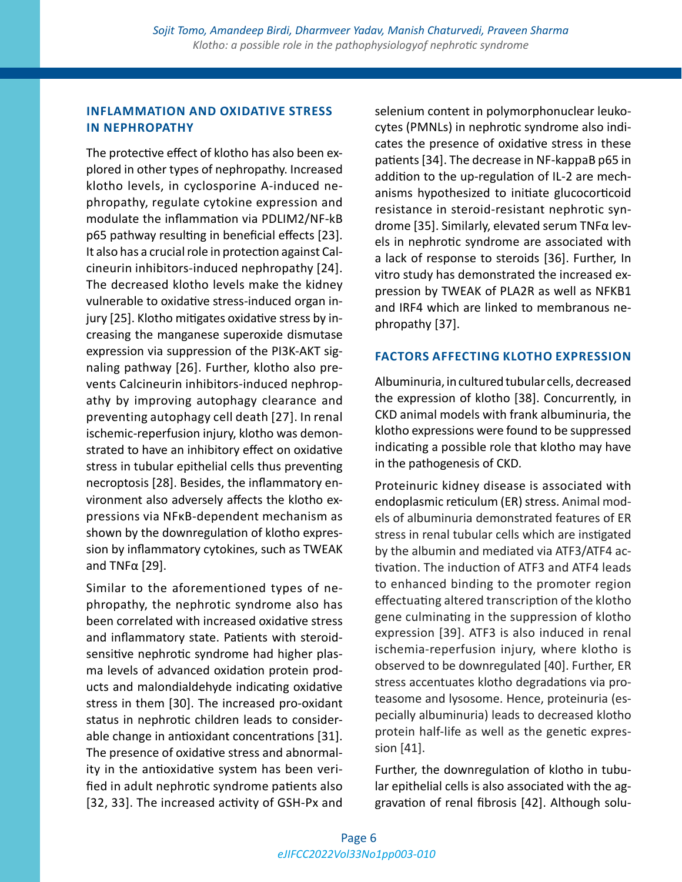## INFLAMMATION AND OXIDATIVE STRESS IN NEPHROPATHY

The protective effect of klotho has also been explored in other types of nephropathy. Increased klotho levels, in cyclosporine A-induced nephropathy, regulate cytokine expression and modulate the inflammation via PDLIM2/NF-kB p65 pathway resulting in beneficial effects [23]. It also has a crucial role in protection against Calcineurin inhibitors-induced nephropathy [24]. The decreased klotho levels make the kidney vulnerable to oxidative stress-induced organ injury [25]. Klotho mitigates oxidative stress by increasing the manganese superoxide dismutase expression via suppression of the PI3K-AKT signaling pathway [26]. Further, klotho also prevents Calcineurin inhibitors-induced nephropathy by improving autophagy clearance and preventing autophagy cell death [27]. In renal ischemic-reperfusion injury, klotho was demonstrated to have an inhibitory effect on oxidative stress in tubular epithelial cells thus preventing necroptosis [28]. Besides, the inflammatory environment also adversely affects the klotho expressions via NFκB-dependent mechanism as shown by the downregulation of klotho expression by inflammatory cytokines, such as TWEAK and TNFα [29].

Similar to the aforementioned types of nephropathy, the nephrotic syndrome also has been correlated with increased oxidative stress and inflammatory state. Patients with steroid-sensitive nephrotic syndrome had higher plasma levels of advanced oxidation protein products and malondialdehyde indicating oxidative stress in them [30]. The increased pro-oxidant status in nephrotic children leads to considerable change in antioxidant concentrations [31]. The presence of oxidative stress and abnormality in the antioxidative system has been verified in adult nephrotic syndrome patients also [32, 33]. The increased activity of GSH-Px and selenium content in polymorphonuclear leukocytes (PMNLs) in nephrotic syndrome also indicates the presence of oxidative stress in these patients [34]. The decrease in NF-kappaB p65 in addition to the up-regulation of IL-2 are mechanisms hypothesized to initiate glucocorticoid resistance in steroid-resistant nephrotic syndrome [35]. Similarly, elevated serum TNFα levels in nephrotic syndrome are associated with a lack of response to steroids [36]. Further, In vitro study has demonstrated the increased expression by TWEAK of PLA2R as well as NFKB1 and IRF4 which are linked to membranous nephropathy [37].

## FACTORS AFFECTING KLOTHO EXPRESSION

Albuminuria, in cultured tubular cells, decreased the expression of klotho [38]. Concurrently, in CKD animal models with frank albuminuria, the klotho expressions were found to be suppressed indicating a possible role that klotho may have in the pathogenesis of CKD.

Proteinuric kidney disease is associated with endoplasmic reticulum (ER) stress. Animal models of albuminuria demonstrated features of ER stress in renal tubular cells which are instigated by the albumin and mediated via ATF3/ATF4 activation. The induction of ATF3 and ATF4 leads to enhanced binding to the promoter region effectuating altered transcription of the klotho gene culminating in the suppression of klotho expression [39]. ATF3 is also induced in renal ischemia-reperfusion injury, where klotho is observed to be downregulated [40]. Further, ER stress accentuates klotho degradations via proteasome and lysosome. Hence, proteinuria (especially albuminuria) leads to decreased klotho protein half-life as well as the genetic expression [41].

Further, the downregulation of klotho in tubular epithelial cells is also associated with the aggravation of renal fibrosis [42]. Although solu-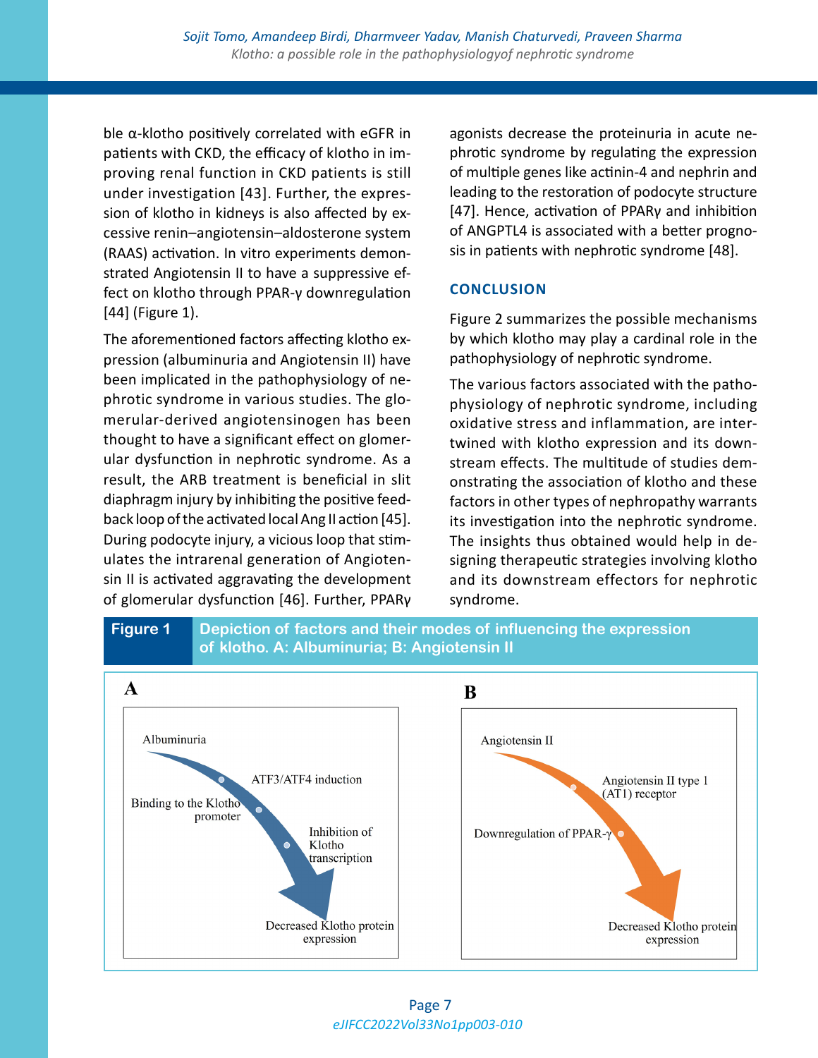ble α-klotho positively correlated with eGFR in patients with CKD, the efficacy of klotho in improving renal function in CKD patients is still under investigation [43]. Further, the expression of klotho in kidneys is also affected by excessive renin–angiotensin–aldosterone system (RAAS) activation. In vitro experiments demonstrated Angiotensin II to have a suppressive effect on klotho through PPAR-γ downregulation [44] (Figure 1).

The aforementioned factors affecting klotho expression (albuminuria and Angiotensin II) have been implicated in the pathophysiology of nephrotic syndrome in various studies. The glomerular-derived angiotensinogen has been thought to have a significant effect on glomerular dysfunction in nephrotic syndrome. As a result, the ARB treatment is beneficial in slit diaphragm injury by inhibiting the positive feedback loop of the activated local Ang II action [45]. During podocyte injury, a vicious loop that stimulates the intrarenal generation of Angiotensin II is activated aggravating the development of glomerular dysfunction [46]. Further, PPARγ agonists decrease the proteinuria in acute nephrotic syndrome by regulating the expression of multiple genes like actinin-4 and nephrin and leading to the restoration of podocyte structure [47]. Hence, activation of PPARγ and inhibition of ANGPTL4 is associated with a better prognosis in patients with nephrotic syndrome [48].

## CONCLUSION

Figure 2 summarizes the possible mechanisms by which klotho may play a cardinal role in the pathophysiology of nephrotic syndrome.

The various factors associated with the pathophysiology of nephrotic syndrome, including oxidative stress and inflammation, are intertwined with klotho expression and its downstream effects. The multitude of studies demonstrating the association of klotho and these factors in other types of nephropathy warrants its investigation into the nephrotic syndrome. The insights thus obtained would help in designing therapeutic strategies involving klotho and its downstream effectors for nephrotic syndrome.

**Figure 1** Depiction of factors and their modes of influencing the expression of klotho. A: Albuminuria; B: Angiotensin II

**A**

Albuminuria → Binding to the Klotho promoter → ATF3/ATF4 induction → Inhibition of Klotho transcription → Decreased Klotho protein expression

**B**

Angiotensin II → Angiotensin II type 1 (AT1) receptor → Downregulation of PPAR-γ → Decreased Klotho protein expression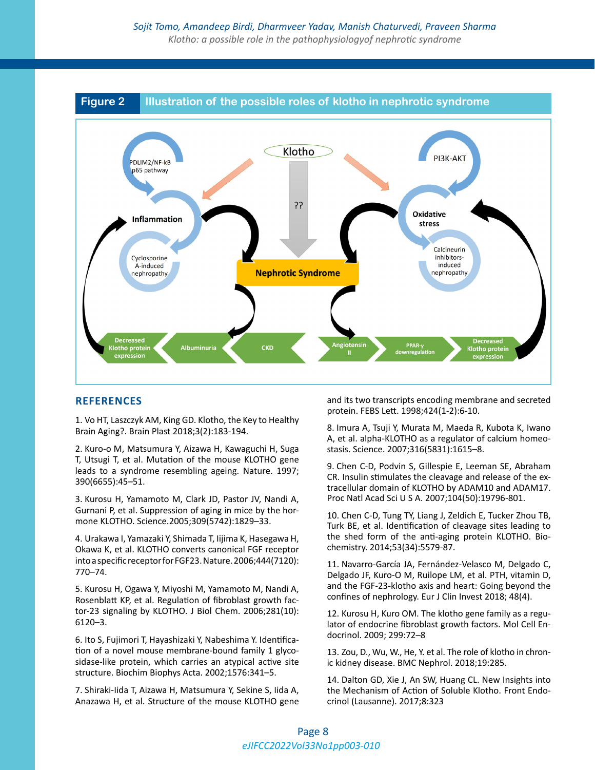**Figure 2** Illustration of the possible roles of klotho in nephrotic syndrome

## REFERENCES

1. Vo HT, Laszczyk AM, King GD. Klotho, the Key to Healthy Brain Aging?. Brain Plast 2018;3(2):183-194.

2. Kuro-o M, Matsumura Y, Aizawa H, Kawaguchi H, Suga T, Utsugi T, et al. Mutation of the mouse KLOTHO gene leads to a syndrome resembling ageing. Nature. 1997; 390(6655):45–51.

3. Kurosu H, Yamamoto M, Clark JD, Pastor JV, Nandi A, Gurnani P, et al. Suppression of aging in mice by the hormone KLOTHO. Science.2005;309(5742):1829–33.

4. Urakawa I, Yamazaki Y, Shimada T, Iijima K, Hasegawa H, Okawa K, et al. KLOTHO converts canonical FGF receptor into a specific receptor for FGF23. Nature. 2006;444(7120): 770–74.

5. Kurosu H, Ogawa Y, Miyoshi M, Yamamoto M, Nandi A, Rosenblatt KP, et al. Regulation of fibroblast growth factor-23 signaling by KLOTHO. J Biol Chem. 2006;281(10): 6120–3.

6. Ito S, Fujimori T, Hayashizaki Y, Nabeshima Y. Identification of a novel mouse membrane-bound family 1 glycosidase-like protein, which carries an atypical active site structure. Biochim Biophys Acta. 2002;1576:341–5.

7. Shiraki-Iida T, Aizawa H, Matsumura Y, Sekine S, Iida A, Anazawa H, et al. Structure of the mouse KLOTHO gene and its two transcripts encoding membrane and secreted protein. FEBS Lett. 1998;424(1-2):6-10.

8. Imura A, Tsuji Y, Murata M, Maeda R, Kubota K, Iwano A, et al. alpha-KLOTHO as a regulator of calcium homeostasis. Science. 2007;316(5831):1615–8.

9. Chen C-D, Podvin S, Gillespie E, Leeman SE, Abraham CR. Insulin stimulates the cleavage and release of the extracellular domain of KLOTHO by ADAM10 and ADAM17. Proc Natl Acad Sci U S A. 2007;104(50):19796-801.

10. Chen C-D, Tung TY, Liang J, Zeldich E, Tucker Zhou TB, Turk BE, et al. Identification of cleavage sites leading to the shed form of the anti-aging protein KLOTHO. Biochemistry. 2014;53(34):5579-87.

11. Navarro-García JA, Fernández-Velasco M, Delgado C, Delgado JF, Kuro-O M, Ruilope LM, et al. PTH, vitamin D, and the FGF-23-klotho axis and heart: Going beyond the confines of nephrology. Eur J Clin Invest 2018; 48(4).

12. Kurosu H, Kuro OM. The klotho gene family as a regulator of endocrine fibroblast growth factors. Mol Cell Endocrinol. 2009; 299:72–8

13. Zou, D., Wu, W., He, Y. et al. The role of klotho in chronic kidney disease. BMC Nephrol. 2018;19:285.

14. Dalton GD, Xie J, An SW, Huang CL. New Insights into the Mechanism of Action of Soluble Klotho. Front Endocrinol (Lausanne). 2017;8:323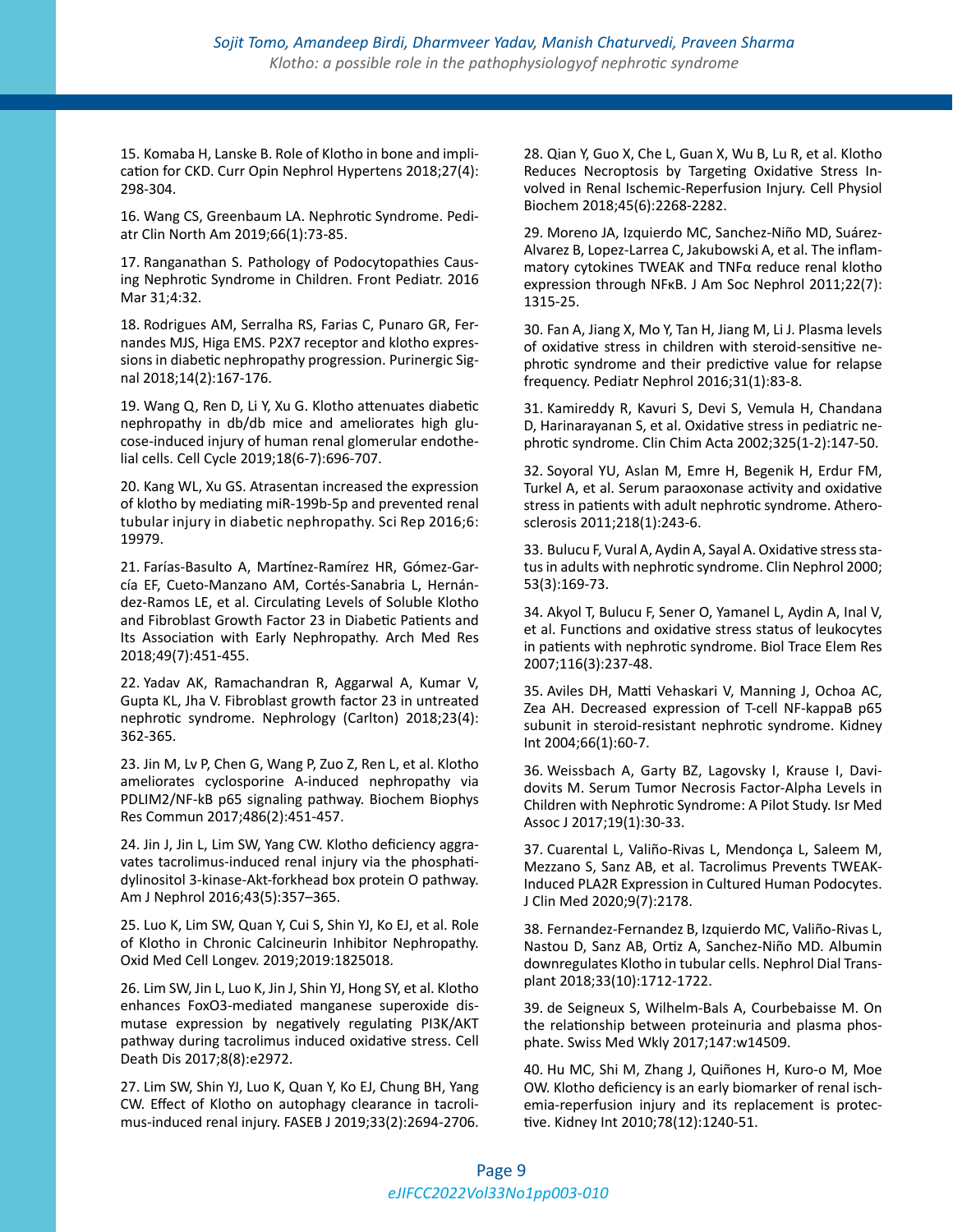15. Komaba H, Lanske B. Role of Klotho in bone and implication for CKD. Curr Opin Nephrol Hypertens 2018;27(4): 298-304.

16. Wang CS, Greenbaum LA. Nephrotic Syndrome. Pediatr Clin North Am 2019;66(1):73-85.

17. Ranganathan S. Pathology of Podocytopathies Causing Nephrotic Syndrome in Children. Front Pediatr. 2016 Mar 31;4:32.

18. Rodrigues AM, Serralha RS, Farias C, Punaro GR, Fernandes MJS, Higa EMS. P2X7 receptor and klotho expressions in diabetic nephropathy progression. Purinergic Signal 2018;14(2):167-176.

19. Wang Q, Ren D, Li Y, Xu G. Klotho attenuates diabetic nephropathy in db/db mice and ameliorates high glucose-induced injury of human renal glomerular endothelial cells. Cell Cycle 2019;18(6-7):696-707.

20. Kang WL, Xu GS. Atrasentan increased the expression of klotho by mediating miR-199b-5p and prevented renal tubular injury in diabetic nephropathy. Sci Rep 2016;6: 19979.

21. Farías-Basulto A, Martínez-Ramírez HR, Gómez-García EF, Cueto-Manzano AM, Cortés-Sanabria L, Hernández-Ramos LE, et al. Circulating Levels of Soluble Klotho and Fibroblast Growth Factor 23 in Diabetic Patients and Its Association with Early Nephropathy. Arch Med Res 2018;49(7):451-455.

22. Yadav AK, Ramachandran R, Aggarwal A, Kumar V, Gupta KL, Jha V. Fibroblast growth factor 23 in untreated nephrotic syndrome. Nephrology (Carlton) 2018;23(4): 362-365.

23. Jin M, Lv P, Chen G, Wang P, Zuo Z, Ren L, et al. Klotho ameliorates cyclosporine A-induced nephropathy via PDLIM2/NF-kB p65 signaling pathway. Biochem Biophys Res Commun 2017;486(2):451-457.

24. Jin J, Jin L, Lim SW, Yang CW. Klotho deficiency aggravates tacrolimus-induced renal injury via the phosphatidylinositol 3-kinase-Akt-forkhead box protein O pathway. Am J Nephrol 2016;43(5):357–365.

25. Luo K, Lim SW, Quan Y, Cui S, Shin YJ, Ko EJ, et al. Role of Klotho in Chronic Calcineurin Inhibitor Nephropathy. Oxid Med Cell Longev. 2019;2019:1825018.

26. Lim SW, Jin L, Luo K, Jin J, Shin YJ, Hong SY, et al. Klotho enhances FoxO3-mediated manganese superoxide dismutase expression by negatively regulating PI3K/AKT pathway during tacrolimus induced oxidative stress. Cell Death Dis 2017;8(8):e2972.

27. Lim SW, Shin YJ, Luo K, Quan Y, Ko EJ, Chung BH, Yang CW. Effect of Klotho on autophagy clearance in tacrolimus-induced renal injury. FASEB J 2019;33(2):2694-2706.

28. Qian Y, Guo X, Che L, Guan X, Wu B, Lu R, et al. Klotho Reduces Necroptosis by Targeting Oxidative Stress Involved in Renal Ischemic-Reperfusion Injury. Cell Physiol Biochem 2018;45(6):2268-2282.

29. Moreno JA, Izquierdo MC, Sanchez-Niño MD, Suárez-Alvarez B, Lopez-Larrea C, Jakubowski A, et al. The inflammatory cytokines TWEAK and TNFα reduce renal klotho expression through NFκB. J Am Soc Nephrol 2011;22(7): 1315-25.

30. Fan A, Jiang X, Mo Y, Tan H, Jiang M, Li J. Plasma levels of oxidative stress in children with steroid-sensitive nephrotic syndrome and their predictive value for relapse frequency. Pediatr Nephrol 2016;31(1):83-8.

31. Kamireddy R, Kavuri S, Devi S, Vemula H, Chandana D, Harinarayanan S, et al. Oxidative stress in pediatric nephrotic syndrome. Clin Chim Acta 2002;325(1-2):147-50.

32. Soyoral YU, Aslan M, Emre H, Begenik H, Erdur FM, Turkel A, et al. Serum paraoxonase activity and oxidative stress in patients with adult nephrotic syndrome. Atherosclerosis 2011;218(1):243-6.

33. Bulucu F, Vural A, Aydin A, Sayal A. Oxidative stress status in adults with nephrotic syndrome. Clin Nephrol 2000; 53(3):169-73.

34. Akyol T, Bulucu F, Sener O, Yamanel L, Aydin A, Inal V, et al. Functions and oxidative stress status of leukocytes in patients with nephrotic syndrome. Biol Trace Elem Res 2007;116(3):237-48.

35. Aviles DH, Matti Vehaskari V, Manning J, Ochoa AC, Zea AH. Decreased expression of T-cell NF-kappaB p65 subunit in steroid-resistant nephrotic syndrome. Kidney Int 2004;66(1):60-7.

36. Weissbach A, Garty BZ, Lagovsky I, Krause I, Davidovits M. Serum Tumor Necrosis Factor-Alpha Levels in Children with Nephrotic Syndrome: A Pilot Study. Isr Med Assoc J 2017;19(1):30-33.

37. Cuarental L, Valiño-Rivas L, Mendonça L, Saleem M, Mezzano S, Sanz AB, et al. Tacrolimus Prevents TWEAK-Induced PLA2R Expression in Cultured Human Podocytes. J Clin Med 2020;9(7):2178.

38. Fernandez-Fernandez B, Izquierdo MC, Valiño-Rivas L, Nastou D, Sanz AB, Ortiz A, Sanchez-Niño MD. Albumin downregulates Klotho in tubular cells. Nephrol Dial Transplant 2018;33(10):1712-1722.

39. de Seigneux S, Wilhelm-Bals A, Courbebaisse M. On the relationship between proteinuria and plasma phosphate. Swiss Med Wkly 2017;147:w14509.

40. Hu MC, Shi M, Zhang J, Quiñones H, Kuro-o M, Moe OW. Klotho deficiency is an early biomarker of renal ischemia-reperfusion injury and its replacement is protective. Kidney Int 2010;78(12):1240-51.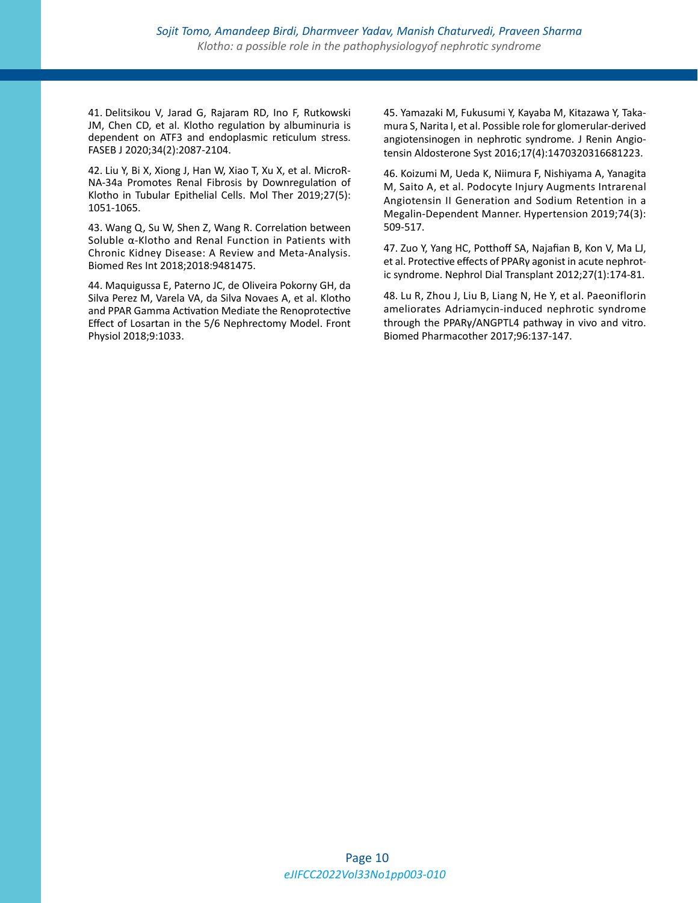41. Delitsikou V, Jarad G, Rajaram RD, Ino F, Rutkowski JM, Chen CD, et al. Klotho regulation by albuminuria is dependent on ATF3 and endoplasmic reticulum stress. FASEB J 2020;34(2):2087-2104.

42. Liu Y, Bi X, Xiong J, Han W, Xiao T, Xu X, et al. MicroRNA-34a Promotes Renal Fibrosis by Downregulation of Klotho in Tubular Epithelial Cells. Mol Ther 2019;27(5): 1051-1065.

43. Wang Q, Su W, Shen Z, Wang R. Correlation between Soluble α-Klotho and Renal Function in Patients with Chronic Kidney Disease: A Review and Meta-Analysis. Biomed Res Int 2018;2018:9481475.

44. Maquigussa E, Paterno JC, de Oliveira Pokorny GH, da Silva Perez M, Varela VA, da Silva Novaes A, et al. Klotho and PPAR Gamma Activation Mediate the Renoprotective Effect of Losartan in the 5/6 Nephrectomy Model. Front Physiol 2018;9:1033.

45. Yamazaki M, Fukusumi Y, Kayaba M, Kitazawa Y, Takamura S, Narita I, et al. Possible role for glomerular-derived angiotensinogen in nephrotic syndrome. J Renin Angiotensin Aldosterone Syst 2016;17(4):1470320316681223.

46. Koizumi M, Ueda K, Niimura F, Nishiyama A, Yanagita M, Saito A, et al. Podocyte Injury Augments Intrarenal Angiotensin II Generation and Sodium Retention in a Megalin-Dependent Manner. Hypertension 2019;74(3): 509-517.

47. Zuo Y, Yang HC, Potthoff SA, Najafian B, Kon V, Ma LJ, et al. Protective effects of PPARγ agonist in acute nephrotic syndrome. Nephrol Dial Transplant 2012;27(1):174-81.

48. Lu R, Zhou J, Liu B, Liang N, He Y, et al. Paeoniflorin ameliorates Adriamycin-induced nephrotic syndrome through the PPARγ/ANGPTL4 pathway in vivo and vitro. Biomed Pharmacother 2017;96:137-147.